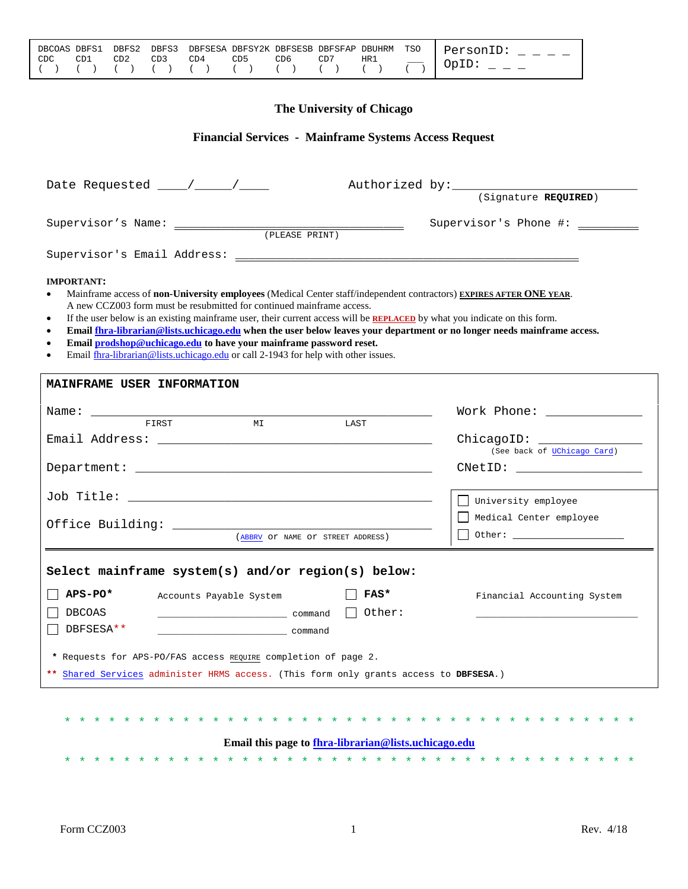| DBCOAS | DBFS1 | DBFS2 | DBFS3 | DBFSESA | DBFSY2K | DBFSESB | DBFSFAP | DBUHRM | TSO |
|---|---|---|---|---|---|---|---|---|---|
| CDC | CD1 | CD2 | CD3 | CD4 | CD5 | CD6 | CD7 | HR1 | ___ |
| ( ) | ( ) | ( ) | ( ) | ( ) | ( ) | ( ) | ( ) | ( ) | ( ) |

PersonID: _ _ _ _
OpID: _ _ _

# The University of Chicago

## Financial Services - Mainframe Systems Access Request

Date Requested ____/_____/____ Authorized by:_________________________ (Signature **REQUIRED**)

Supervisor's Name: ______________________________ (PLEASE PRINT) Supervisor's Phone #: _________

Supervisor's Email Address: _____________________________________________

**IMPORTANT:**

- Mainframe access of **non-University employees** (Medical Center staff/independent contractors) **EXPIRES AFTER ONE YEAR**. A new CCZ003 form must be resubmitted for continued mainframe access.
- If the user below is an existing mainframe user, their current access will be **REPLACED** by what you indicate on this form.
- **Email fhra-librarian@lists.uchicago.edu when the user below leaves your department or no longer needs mainframe access.**
- **Email prodshop@uchicago.edu to have your mainframe password reset.**
- Email fhra-librarian@lists.uchicago.edu or call 2-1943 for help with other issues.

## MAINFRAME USER INFORMATION

Name: ____________________________________________
FIRST MI LAST

Work Phone: ______________

Email Address: ____________________________________

ChicagoID: ______________ (See back of UChicago Card)

Department: ______________________________________

CNetID: ________________

Job Title: _______________________________________

Office Building: __________________________________ (ABBRV or NAME or STREET ADDRESS)

- ☐ University employee
- ☐ Medical Center employee
- ☐ Other: __________________

## Select mainframe system(s) and/or region(s) below:

- ☐ **APS-PO*** Accounts Payable System
- ☐ DBCOAS ______________________ command
- ☐ DBFSESA** ______________________ command
- ☐ **FAS*** Financial Accounting System
- ☐ Other: ____________________________

\* Requests for APS-PO/FAS access REQUIRE completion of page 2.

** Shared Services administer HRMS access. (This form only grants access to **DBFSESA**.)

\* \* \* \* \* \* \* \* \* \* \* \* \* \* \* \* \* \* \* \* \* \* \* \* \* \* \* \* \* \* \* \* \* \* \* \* \* \* \*

**Email this page to fhra-librarian@lists.uchicago.edu**

\* \* \* \* \* \* \* \* \* \* \* \* \* \* \* \* \* \* \* \* \* \* \* \* \* \* \* \* \* \* \* \* \* \* \* \* \* \* \*

Form CCZ003 Rev. 4/18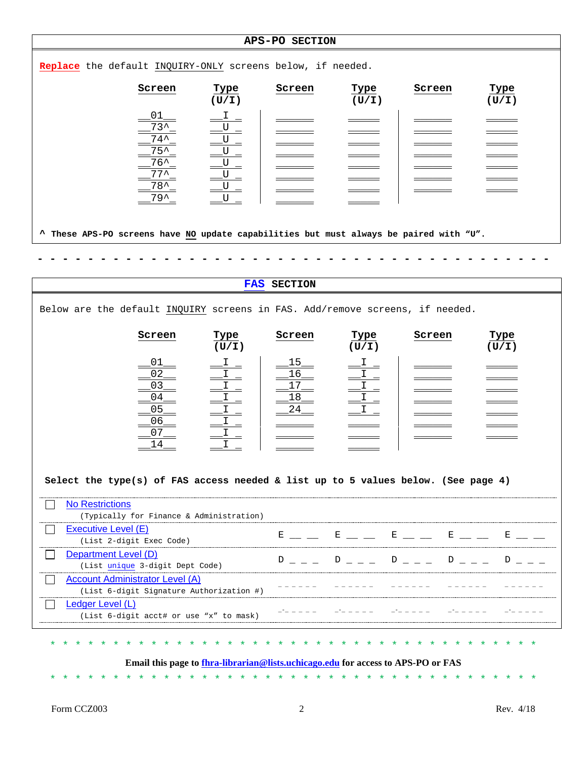## APS-PO SECTION

**Replace** the default INQUIRY-ONLY screens below, if needed.

| Screen | Type (U/I) | Screen | Type (U/I) | Screen | Type (U/I) |
|---|---|---|---|---|---|
| 01 | I | | | | |
| 73^ | U | | | | |
| 74^ | U | | | | |
| 75^ | U | | | | |
| 76^ | U | | | | |
| 77^ | U | | | | |
| 78^ | U | | | | |
| 79^ | U | | | | |

**^ These APS-PO screens have NO update capabilities but must always be paired with "U".**

- - - - - - - - - - - - - - - - - - - - - - - - - - - - - - - - - - - - - - - - -

## FAS SECTION

Below are the default INQUIRY screens in FAS. Add/remove screens, if needed.

| Screen | Type (U/I) | Screen | Type (U/I) | Screen | Type (U/I) |
|---|---|---|---|---|---|
| 01 | I | 15 | I | | |
| 02 | I | 16 | I | | |
| 03 | I | 17 | I | | |
| 04 | I | 18 | I | | |
| 05 | I | 24 | I | | |
| 06 | I | | | | |
| 07 | I | | | | |
| 14 | I | | | | |

**Select the type(s) of FAS access needed & list up to 5 values below. (See page 4)**

| | Access Type | | | | | |
|---|---|---|---|---|---|---|
| ☐ | No Restrictions (Typically for Finance & Administration) | | | | | |
| ☐ | Executive Level (E) (List 2-digit Exec Code) | E __ __ | E __ __ | E __ __ | E __ __ | E __ __ |
| ☐ | Department Level (D) (List unique 3-digit Dept Code) | D _ _ _ | D _ _ _ | D _ _ _ | D _ _ _ | D _ _ _ |
| ☐ | Account Administrator Level (A) (List 6-digit Signature Authorization #) | _ _ _ _ _ _ | _ _ _ _ _ _ | _ _ _ _ _ _ | _ _ _ _ _ _ | _ _ _ _ _ _ |
| ☐ | Ledger Level (L) (List 6-digit acct# or use "x" to mask) | _-_ _ _ _ _ | _-_ _ _ _ _ | _-_ _ _ _ _ | _-_ _ _ _ _ | _-_ _ _ _ _ |

* * * * * * * * * * * * * * * * * * * * * * * * * * * * * * * * * * * * * * *

**Email this page to fhra-librarian@lists.uchicago.edu for access to APS-PO or FAS**

* * * * * * * * * * * * * * * * * * * * * * * * * * * * * * * * * * * * * * *

Form CCZ003 Rev. 4/18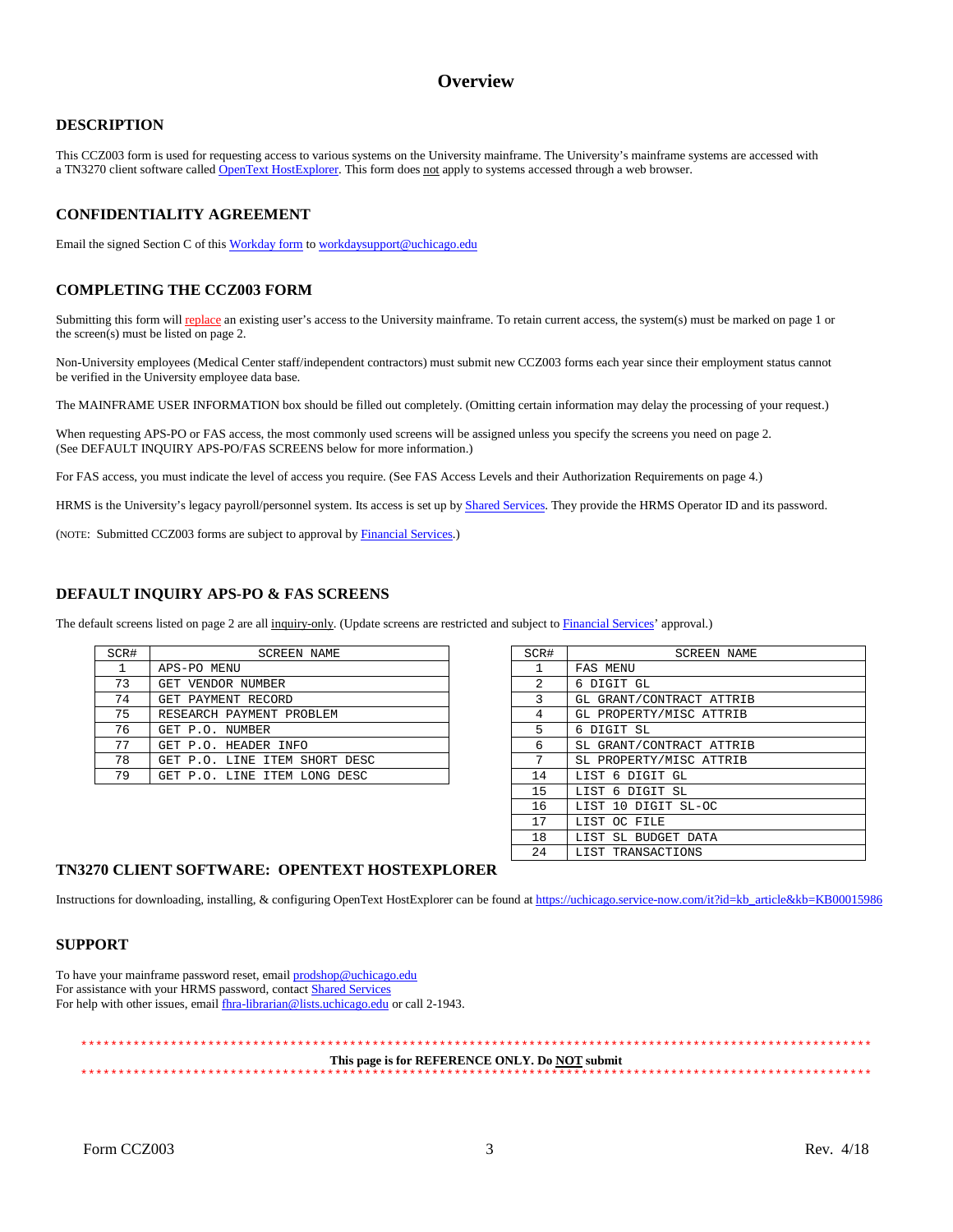# Overview

## DESCRIPTION

This CCZ003 form is used for requesting access to various systems on the University mainframe. The University's mainframe systems are accessed with a TN3270 client software called OpenText HostExplorer. This form does not apply to systems accessed through a web browser.

## CONFIDENTIALITY AGREEMENT

Email the signed Section C of this Workday form to workdaysupport@uchicago.edu

## COMPLETING THE CCZ003 FORM

Submitting this form will replace an existing user's access to the University mainframe. To retain current access, the system(s) must be marked on page 1 or the screen(s) must be listed on page 2.

Non-University employees (Medical Center staff/independent contractors) must submit new CCZ003 forms each year since their employment status cannot be verified in the University employee data base.

The MAINFRAME USER INFORMATION box should be filled out completely. (Omitting certain information may delay the processing of your request.)

When requesting APS-PO or FAS access, the most commonly used screens will be assigned unless you specify the screens you need on page 2.
(See DEFAULT INQUIRY APS-PO/FAS SCREENS below for more information.)

For FAS access, you must indicate the level of access you require. (See FAS Access Levels and their Authorization Requirements on page 4.)

HRMS is the University's legacy payroll/personnel system. Its access is set up by Shared Services. They provide the HRMS Operator ID and its password.

(NOTE: Submitted CCZ003 forms are subject to approval by Financial Services.)

## DEFAULT INQUIRY APS-PO & FAS SCREENS

The default screens listed on page 2 are all inquiry-only. (Update screens are restricted and subject to Financial Services' approval.)

| SCR# | SCREEN NAME |
|---|---|
| 1 | APS-PO MENU |
| 73 | GET VENDOR NUMBER |
| 74 | GET PAYMENT RECORD |
| 75 | RESEARCH PAYMENT PROBLEM |
| 76 | GET P.O. NUMBER |
| 77 | GET P.O. HEADER INFO |
| 78 | GET P.O. LINE ITEM SHORT DESC |
| 79 | GET P.O. LINE ITEM LONG DESC |

| SCR# | SCREEN NAME |
|---|---|
| 1 | FAS MENU |
| 2 | 6 DIGIT GL |
| 3 | GL GRANT/CONTRACT ATTRIB |
| 4 | GL PROPERTY/MISC ATTRIB |
| 5 | 6 DIGIT SL |
| 6 | SL GRANT/CONTRACT ATTRIB |
| 7 | SL PROPERTY/MISC ATTRIB |
| 14 | LIST 6 DIGIT GL |
| 15 | LIST 6 DIGIT SL |
| 16 | LIST 10 DIGIT SL-OC |
| 17 | LIST OC FILE |
| 18 | LIST SL BUDGET DATA |
| 24 | LIST TRANSACTIONS |

## TN3270 CLIENT SOFTWARE: OPENTEXT HOSTEXPLORER

Instructions for downloading, installing, & configuring OpenText HostExplorer can be found at https://uchicago.service-now.com/it?id=kb_article&kb=KB00015986

## SUPPORT

To have your mainframe password reset, email prodshop@uchicago.edu
For assistance with your HRMS password, contact Shared Services
For help with other issues, email fhra-librarian@lists.uchicago.edu or call 2-1943.

**This page is for REFERENCE ONLY. Do NOT submit**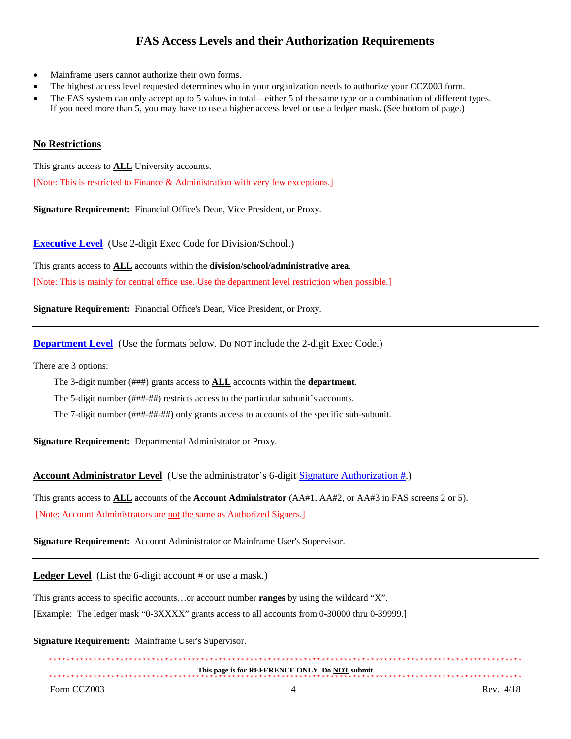# FAS Access Levels and their Authorization Requirements

- Mainframe users cannot authorize their own forms.
- The highest access level requested determines who in your organization needs to authorize your CCZ003 form.
- The FAS system can only accept up to 5 values in total—either 5 of the same type or a combination of different types. If you need more than 5, you may have to use a higher access level or use a ledger mask. (See bottom of page.)

---

## No Restrictions

This grants access to **ALL** University accounts.

[Note: This is restricted to Finance & Administration with very few exceptions.]

**Signature Requirement:** Financial Office's Dean, Vice President, or Proxy.

---

## Executive Level (Use 2-digit Exec Code for Division/School.)

This grants access to **ALL** accounts within the **division/school/administrative area**.

[Note: This is mainly for central office use. Use the department level restriction when possible.]

**Signature Requirement:** Financial Office's Dean, Vice President, or Proxy.

---

## Department Level (Use the formats below. Do NOT include the 2-digit Exec Code.)

There are 3 options:

The 3-digit number (###) grants access to **ALL** accounts within the **department**.

The 5-digit number (###-##) restricts access to the particular subunit's accounts.

The 7-digit number (###-##-##) only grants access to accounts of the specific sub-subunit.

**Signature Requirement:** Departmental Administrator or Proxy.

---

## Account Administrator Level (Use the administrator's 6-digit Signature Authorization #.)

This grants access to **ALL** accounts of the **Account Administrator** (AA#1, AA#2, or AA#3 in FAS screens 2 or 5).

[Note: Account Administrators are not the same as Authorized Signers.]

**Signature Requirement:** Account Administrator or Mainframe User's Supervisor.

---

## Ledger Level (List the 6-digit account # or use a mask.)

This grants access to specific accounts…or account number **ranges** by using the wildcard "X".

[Example: The ledger mask "0-3XXXX" grants access to all accounts from 0-30000 thru 0-39999.]

**Signature Requirement:** Mainframe User's Supervisor.

**This page is for REFERENCE ONLY. Do NOT submit**

Form CCZ003 Rev. 4/18